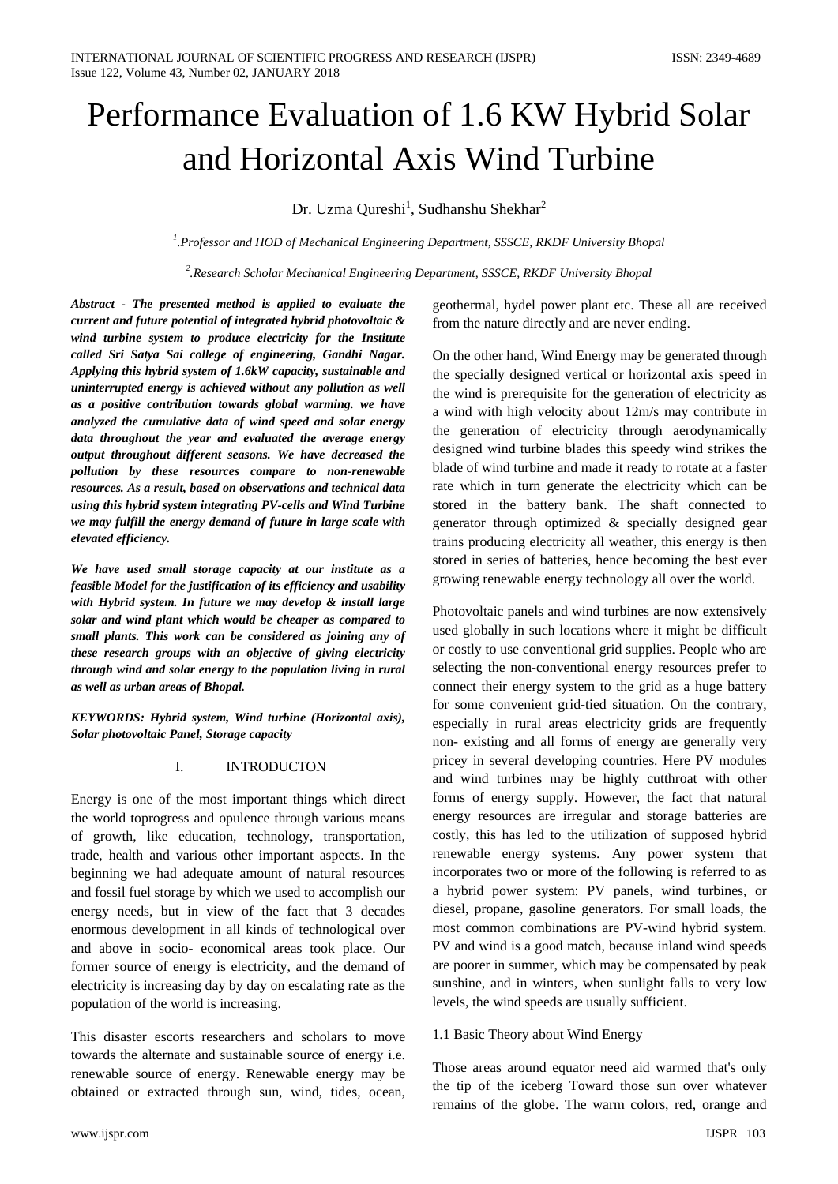# Performance Evaluation of 1.6 KW Hybrid Solar and Horizontal Axis Wind Turbine

Dr. Uzma Qureshi[1], Sudhanshu Shekhar[2]

[1].*Professor and HOD of Mechanical Engineering Department, SSSCE, RKDF University Bhopal*

[2].*Research Scholar Mechanical Engineering Department, SSSCE, RKDF University Bhopal*

***Abstract - The presented method is applied to evaluate the current and future potential of integrated hybrid photovoltaic & wind turbine system to produce electricity for the Institute called Sri Satya Sai college of engineering, Gandhi Nagar. Applying this hybrid system of 1.6kW capacity, sustainable and uninterrupted energy is achieved without any pollution as well as a positive contribution towards global warming. we have analyzed the cumulative data of wind speed and solar energy data throughout the year and evaluated the average energy output throughout different seasons. We have decreased the pollution by these resources compare to non-renewable resources. As a result, based on observations and technical data using this hybrid system integrating PV-cells and Wind Turbine we may fulfill the energy demand of future in large scale with elevated efficiency.***

***We have used small storage capacity at our institute as a feasible Model for the justification of its efficiency and usability with Hybrid system. In future we may develop & install large solar and wind plant which would be cheaper as compared to small plants. This work can be considered as joining any of these research groups with an objective of giving electricity through wind and solar energy to the population living in rural as well as urban areas of Bhopal.***

***KEYWORDS: Hybrid system, Wind turbine (Horizontal axis), Solar photovoltaic Panel, Storage capacity***

## I. INTRODUCTON

Energy is one of the most important things which direct the world toprogress and opulence through various means of growth, like education, technology, transportation, trade, health and various other important aspects. In the beginning we had adequate amount of natural resources and fossil fuel storage by which we used to accomplish our energy needs, but in view of the fact that 3 decades enormous development in all kinds of technological over and above in socio- economical areas took place. Our former source of energy is electricity, and the demand of electricity is increasing day by day on escalating rate as the population of the world is increasing.

This disaster escorts researchers and scholars to move towards the alternate and sustainable source of energy i.e. renewable source of energy. Renewable energy may be obtained or extracted through sun, wind, tides, ocean, geothermal, hydel power plant etc. These all are received from the nature directly and are never ending.

On the other hand, Wind Energy may be generated through the specially designed vertical or horizontal axis speed in the wind is prerequisite for the generation of electricity as a wind with high velocity about 12m/s may contribute in the generation of electricity through aerodynamically designed wind turbine blades this speedy wind strikes the blade of wind turbine and made it ready to rotate at a faster rate which in turn generate the electricity which can be stored in the battery bank. The shaft connected to generator through optimized & specially designed gear trains producing electricity all weather, this energy is then stored in series of batteries, hence becoming the best ever growing renewable energy technology all over the world.

Photovoltaic panels and wind turbines are now extensively used globally in such locations where it might be difficult or costly to use conventional grid supplies. People who are selecting the non-conventional energy resources prefer to connect their energy system to the grid as a huge battery for some convenient grid-tied situation. On the contrary, especially in rural areas electricity grids are frequently non- existing and all forms of energy are generally very pricey in several developing countries. Here PV modules and wind turbines may be highly cutthroat with other forms of energy supply. However, the fact that natural energy resources are irregular and storage batteries are costly, this has led to the utilization of supposed hybrid renewable energy systems. Any power system that incorporates two or more of the following is referred to as a hybrid power system: PV panels, wind turbines, or diesel, propane, gasoline generators. For small loads, the most common combinations are PV-wind hybrid system. PV and wind is a good match, because inland wind speeds are poorer in summer, which may be compensated by peak sunshine, and in winters, when sunlight falls to very low levels, the wind speeds are usually sufficient.

### 1.1 Basic Theory about Wind Energy

Those areas around equator need aid warmed that's only the tip of the iceberg Toward those sun over whatever remains of the globe. The warm colors, red, orange and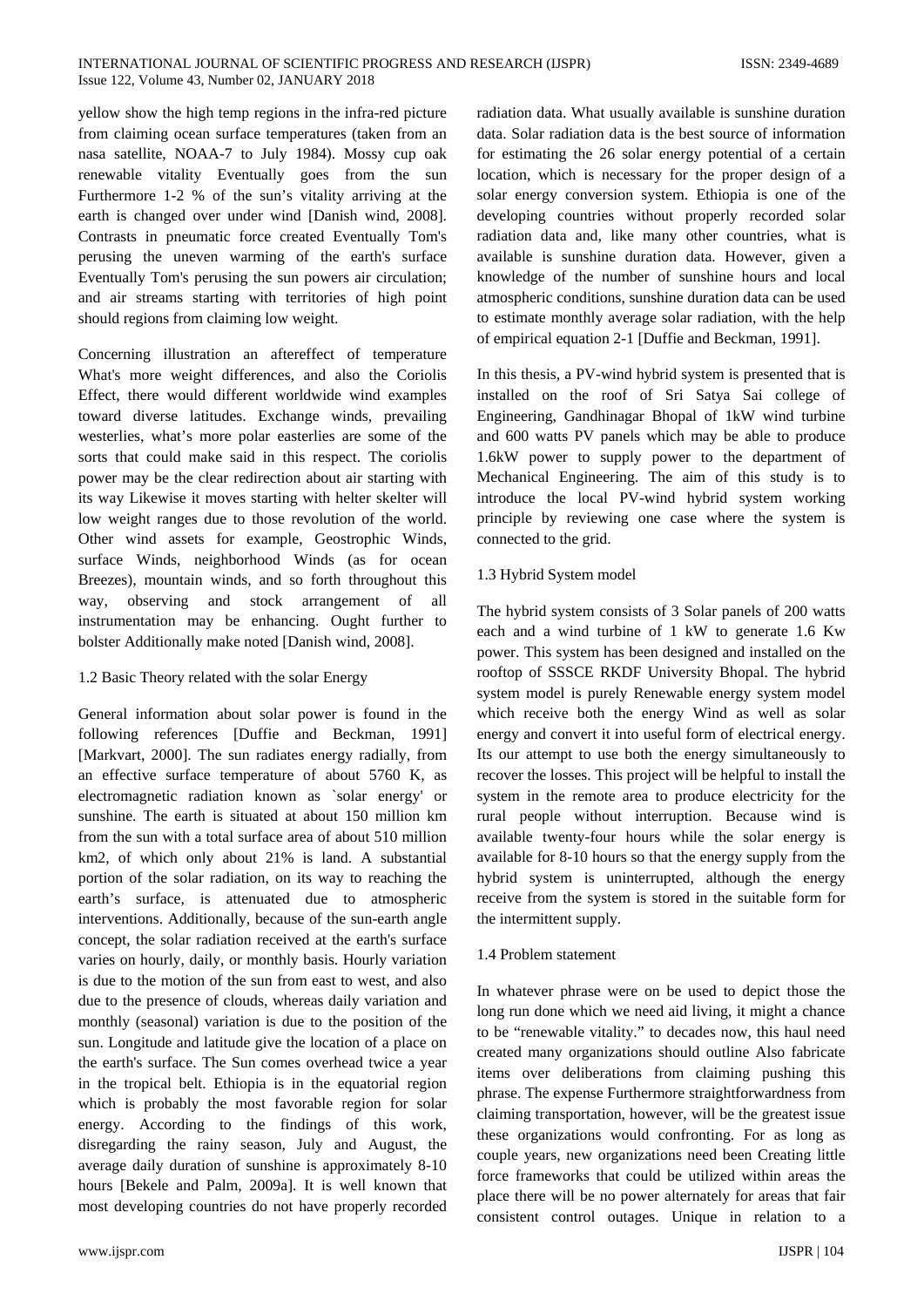yellow show the high temp regions in the infra-red picture from claiming ocean surface temperatures (taken from an nasa satellite, NOAA-7 to July 1984). Mossy cup oak renewable vitality Eventually goes from the sun Furthermore 1-2 % of the sun's vitality arriving at the earth is changed over under wind [Danish wind, 2008]. Contrasts in pneumatic force created Eventually Tom's perusing the uneven warming of the earth's surface Eventually Tom's perusing the sun powers air circulation; and air streams starting with territories of high point should regions from claiming low weight.

Concerning illustration an aftereffect of temperature What's more weight differences, and also the Coriolis Effect, there would different worldwide wind examples toward diverse latitudes. Exchange winds, prevailing westerlies, what's more polar easterlies are some of the sorts that could make said in this respect. The coriolis power may be the clear redirection about air starting with its way Likewise it moves starting with helter skelter will low weight ranges due to those revolution of the world. Other wind assets for example, Geostrophic Winds, surface Winds, neighborhood Winds (as for ocean Breezes), mountain winds, and so forth throughout this way, observing and stock arrangement of all instrumentation may be enhancing. Ought further to bolster Additionally make noted [Danish wind, 2008].

### 1.2 Basic Theory related with the solar Energy

General information about solar power is found in the following references [Duffie and Beckman, 1991] [Markvart, 2000]. The sun radiates energy radially, from an effective surface temperature of about 5760 K, as electromagnetic radiation known as `solar energy' or sunshine. The earth is situated at about 150 million km from the sun with a total surface area of about 510 million km2, of which only about 21% is land. A substantial portion of the solar radiation, on its way to reaching the earth's surface, is attenuated due to atmospheric interventions. Additionally, because of the sun-earth angle concept, the solar radiation received at the earth's surface varies on hourly, daily, or monthly basis. Hourly variation is due to the motion of the sun from east to west, and also due to the presence of clouds, whereas daily variation and monthly (seasonal) variation is due to the position of the sun. Longitude and latitude give the location of a place on the earth's surface. The Sun comes overhead twice a year in the tropical belt. Ethiopia is in the equatorial region which is probably the most favorable region for solar energy. According to the findings of this work, disregarding the rainy season, July and August, the average daily duration of sunshine is approximately 8-10 hours [Bekele and Palm, 2009a]. It is well known that most developing countries do not have properly recorded radiation data. What usually available is sunshine duration data. Solar radiation data is the best source of information for estimating the 26 solar energy potential of a certain location, which is necessary for the proper design of a solar energy conversion system. Ethiopia is one of the developing countries without properly recorded solar radiation data and, like many other countries, what is available is sunshine duration data. However, given a knowledge of the number of sunshine hours and local atmospheric conditions, sunshine duration data can be used to estimate monthly average solar radiation, with the help of empirical equation 2-1 [Duffie and Beckman, 1991].

In this thesis, a PV-wind hybrid system is presented that is installed on the roof of Sri Satya Sai college of Engineering, Gandhinagar Bhopal of 1kW wind turbine and 600 watts PV panels which may be able to produce 1.6kW power to supply power to the department of Mechanical Engineering. The aim of this study is to introduce the local PV-wind hybrid system working principle by reviewing one case where the system is connected to the grid.

### 1.3 Hybrid System model

The hybrid system consists of 3 Solar panels of 200 watts each and a wind turbine of 1 kW to generate 1.6 Kw power. This system has been designed and installed on the rooftop of SSSCE RKDF University Bhopal. The hybrid system model is purely Renewable energy system model which receive both the energy Wind as well as solar energy and convert it into useful form of electrical energy. Its our attempt to use both the energy simultaneously to recover the losses. This project will be helpful to install the system in the remote area to produce electricity for the rural people without interruption. Because wind is available twenty-four hours while the solar energy is available for 8-10 hours so that the energy supply from the hybrid system is uninterrupted, although the energy receive from the system is stored in the suitable form for the intermittent supply.

### 1.4 Problem statement

In whatever phrase were on be used to depict those the long run done which we need aid living, it might a chance to be "renewable vitality." to decades now, this haul need created many organizations should outline Also fabricate items over deliberations from claiming pushing this phrase. The expense Furthermore straightforwardness from claiming transportation, however, will be the greatest issue these organizations would confronting. For as long as couple years, new organizations need been Creating little force frameworks that could be utilized within areas the place there will be no power alternately for areas that fair consistent control outages. Unique in relation to a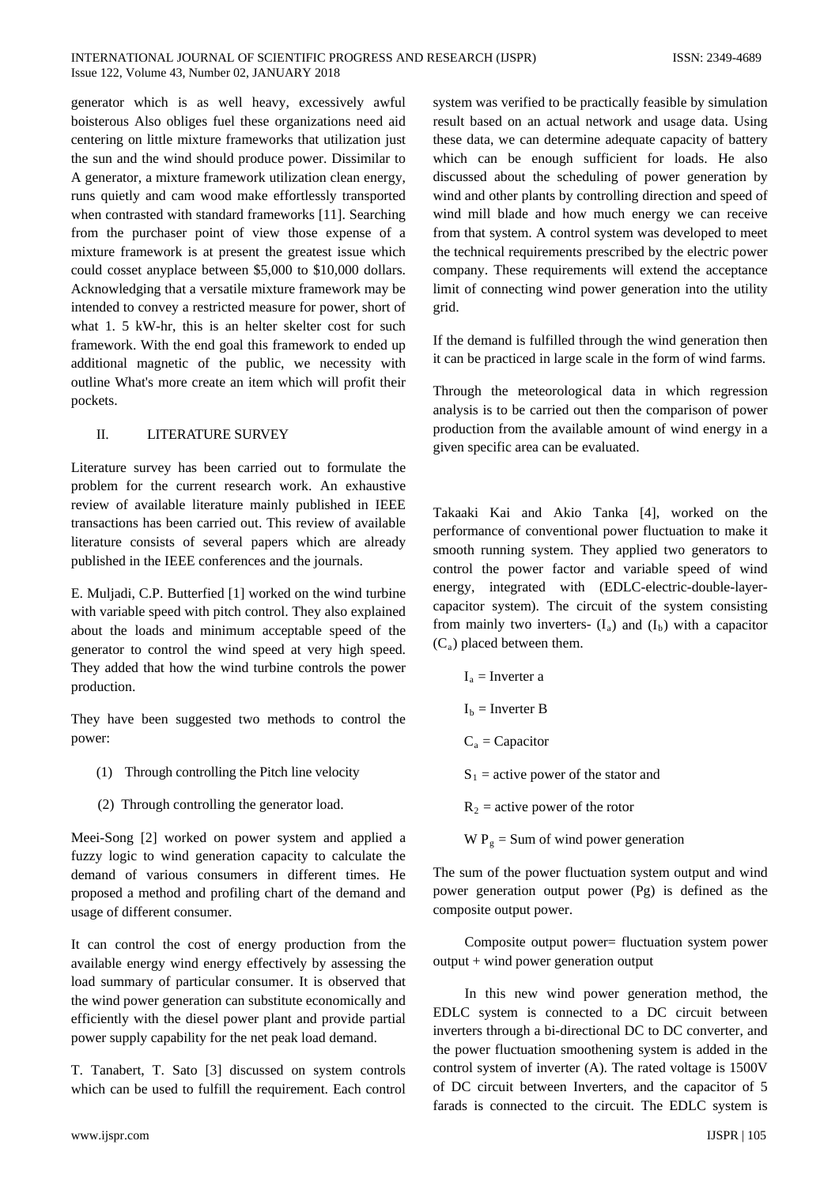generator which is as well heavy, excessively awful boisterous Also obliges fuel these organizations need aid centering on little mixture frameworks that utilization just the sun and the wind should produce power. Dissimilar to A generator, a mixture framework utilization clean energy, runs quietly and cam wood make effortlessly transported when contrasted with standard frameworks [11]. Searching from the purchaser point of view those expense of a mixture framework is at present the greatest issue which could cosset anyplace between $5,000 to $10,000 dollars. Acknowledging that a versatile mixture framework may be intended to convey a restricted measure for power, short of what 1. 5 kW-hr, this is an helter skelter cost for such framework. With the end goal this framework to ended up additional magnetic of the public, we necessity with outline What's more create an item which will profit their pockets.

## II. LITERATURE SURVEY

Literature survey has been carried out to formulate the problem for the current research work. An exhaustive review of available literature mainly published in IEEE transactions has been carried out. This review of available literature consists of several papers which are already published in the IEEE conferences and the journals.

E. Muljadi, C.P. Butterfied [1] worked on the wind turbine with variable speed with pitch control. They also explained about the loads and minimum acceptable speed of the generator to control the wind speed at very high speed. They added that how the wind turbine controls the power production.

They have been suggested two methods to control the power:

(1) Through controlling the Pitch line velocity

(2) Through controlling the generator load.

Meei-Song [2] worked on power system and applied a fuzzy logic to wind generation capacity to calculate the demand of various consumers in different times. He proposed a method and profiling chart of the demand and usage of different consumer.

It can control the cost of energy production from the available energy wind energy effectively by assessing the load summary of particular consumer. It is observed that the wind power generation can substitute economically and efficiently with the diesel power plant and provide partial power supply capability for the net peak load demand.

T. Tanabert, T. Sato [3] discussed on system controls which can be used to fulfill the requirement. Each control system was verified to be practically feasible by simulation result based on an actual network and usage data. Using these data, we can determine adequate capacity of battery which can be enough sufficient for loads. He also discussed about the scheduling of power generation by wind and other plants by controlling direction and speed of wind mill blade and how much energy we can receive from that system. A control system was developed to meet the technical requirements prescribed by the electric power company. These requirements will extend the acceptance limit of connecting wind power generation into the utility grid.

If the demand is fulfilled through the wind generation then it can be practiced in large scale in the form of wind farms.

Through the meteorological data in which regression analysis is to be carried out then the comparison of power production from the available amount of wind energy in a given specific area can be evaluated.

Takaaki Kai and Akio Tanka [4], worked on the performance of conventional power fluctuation to make it smooth running system. They applied two generators to control the power factor and variable speed of wind energy, integrated with (EDLC-electric-double-layer-capacitor system). The circuit of the system consisting from mainly two inverters- ($I_a$) and ($I_b$) with a capacitor ($C_a$) placed between them.

$I_a$ = Inverter a

$I_b$ = Inverter B

$C_a$ = Capacitor

$S_1$ = active power of the stator and

$R_2$ = active power of the rotor

W $P_g$ = Sum of wind power generation

The sum of the power fluctuation system output and wind power generation output power (Pg) is defined as the composite output power.

Composite output power= fluctuation system power output + wind power generation output

In this new wind power generation method, the EDLC system is connected to a DC circuit between inverters through a bi-directional DC to DC converter, and the power fluctuation smoothening system is added in the control system of inverter (A). The rated voltage is 1500V of DC circuit between Inverters, and the capacitor of 5 farads is connected to the circuit. The EDLC system is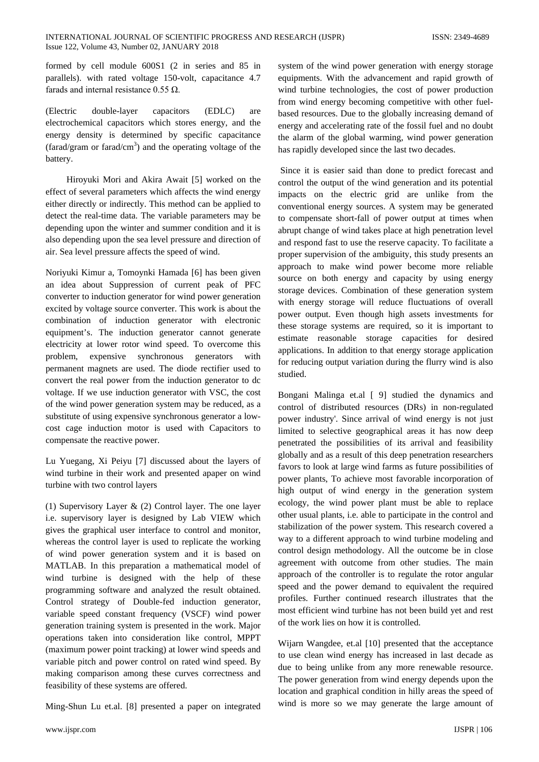formed by cell module 600S1 (2 in series and 85 in parallels). with rated voltage 150-volt, capacitance 4.7 farads and internal resistance 0.55 Ω.

(Electric double-layer capacitors (EDLC) are electrochemical capacitors which stores energy, and the energy density is determined by specific capacitance (farad/gram or farad/cm$^3$) and the operating voltage of the battery.

Hiroyuki Mori and Akira Await [5] worked on the effect of several parameters which affects the wind energy either directly or indirectly. This method can be applied to detect the real-time data. The variable parameters may be depending upon the winter and summer condition and it is also depending upon the sea level pressure and direction of air. Sea level pressure affects the speed of wind.

Noriyuki Kimur a, Tomoynki Hamada [6] has been given an idea about Suppression of current peak of PFC converter to induction generator for wind power generation excited by voltage source converter. This work is about the combination of induction generator with electronic equipment's. The induction generator cannot generate electricity at lower rotor wind speed. To overcome this problem, expensive synchronous generators with permanent magnets are used. The diode rectifier used to convert the real power from the induction generator to dc voltage. If we use induction generator with VSC, the cost of the wind power generation system may be reduced, as a substitute of using expensive synchronous generator a low-cost cage induction motor is used with Capacitors to compensate the reactive power.

Lu Yuegang, Xi Peiyu [7] discussed about the layers of wind turbine in their work and presented apaper on wind turbine with two control layers

(1) Supervisory Layer & (2) Control layer. The one layer i.e. supervisory layer is designed by Lab VIEW which gives the graphical user interface to control and monitor, whereas the control layer is used to replicate the working of wind power generation system and it is based on MATLAB. In this preparation a mathematical model of wind turbine is designed with the help of these programming software and analyzed the result obtained. Control strategy of Double-fed induction generator, variable speed constant frequency (VSCF) wind power generation training system is presented in the work. Major operations taken into consideration like control, MPPT (maximum power point tracking) at lower wind speeds and variable pitch and power control on rated wind speed. By making comparison among these curves correctness and feasibility of these systems are offered.

Ming-Shun Lu et.al. [8] presented a paper on integrated system of the wind power generation with energy storage equipments. With the advancement and rapid growth of wind turbine technologies, the cost of power production from wind energy becoming competitive with other fuel-based resources. Due to the globally increasing demand of energy and accelerating rate of the fossil fuel and no doubt the alarm of the global warming, wind power generation has rapidly developed since the last two decades.

Since it is easier said than done to predict forecast and control the output of the wind generation and its potential impacts on the electric grid are unlike from the conventional energy sources. A system may be generated to compensate short-fall of power output at times when abrupt change of wind takes place at high penetration level and respond fast to use the reserve capacity. To facilitate a proper supervision of the ambiguity, this study presents an approach to make wind power become more reliable source on both energy and capacity by using energy storage devices. Combination of these generation system with energy storage will reduce fluctuations of overall power output. Even though high assets investments for these storage systems are required, so it is important to estimate reasonable storage capacities for desired applications. In addition to that energy storage application for reducing output variation during the flurry wind is also studied.

Bongani Malinga et.al [ 9] studied the dynamics and control of distributed resources (DRs) in non-regulated power industry'. Since arrival of wind energy is not just limited to selective geographical areas it has now deep penetrated the possibilities of its arrival and feasibility globally and as a result of this deep penetration researchers favors to look at large wind farms as future possibilities of power plants, To achieve most favorable incorporation of high output of wind energy in the generation system ecology, the wind power plant must be able to replace other usual plants, i.e. able to participate in the control and stabilization of the power system. This research covered a way to a different approach to wind turbine modeling and control design methodology. All the outcome be in close agreement with outcome from other studies. The main approach of the controller is to regulate the rotor angular speed and the power demand to equivalent the required profiles. Further continued research illustrates that the most efficient wind turbine has not been build yet and rest of the work lies on how it is controlled.

Wijarn Wangdee, et.al [10] presented that the acceptance to use clean wind energy has increased in last decade as due to being unlike from any more renewable resource. The power generation from wind energy depends upon the location and graphical condition in hilly areas the speed of wind is more so we may generate the large amount of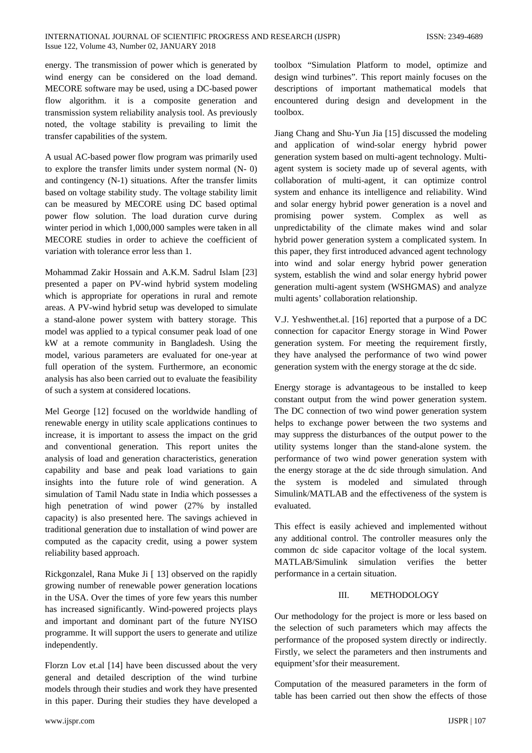energy. The transmission of power which is generated by wind energy can be considered on the load demand. MECORE software may be used, using a DC-based power flow algorithm. it is a composite generation and transmission system reliability analysis tool. As previously noted, the voltage stability is prevailing to limit the transfer capabilities of the system.

A usual AC-based power flow program was primarily used to explore the transfer limits under system normal (N- 0) and contingency (N-1) situations. After the transfer limits based on voltage stability study. The voltage stability limit can be measured by MECORE using DC based optimal power flow solution. The load duration curve during winter period in which 1,000,000 samples were taken in all MECORE studies in order to achieve the coefficient of variation with tolerance error less than 1.

Mohammad Zakir Hossain and A.K.M. Sadrul Islam [23] presented a paper on PV-wind hybrid system modeling which is appropriate for operations in rural and remote areas. A PV-wind hybrid setup was developed to simulate a stand-alone power system with battery storage. This model was applied to a typical consumer peak load of one kW at a remote community in Bangladesh. Using the model, various parameters are evaluated for one-year at full operation of the system. Furthermore, an economic analysis has also been carried out to evaluate the feasibility of such a system at considered locations.

Mel George [12] focused on the worldwide handling of renewable energy in utility scale applications continues to increase, it is important to assess the impact on the grid and conventional generation. This report unites the analysis of load and generation characteristics, generation capability and base and peak load variations to gain insights into the future role of wind generation. A simulation of Tamil Nadu state in India which possesses a high penetration of wind power (27% by installed capacity) is also presented here. The savings achieved in traditional generation due to installation of wind power are computed as the capacity credit, using a power system reliability based approach.

Rickgonzalel, Rana Muke Ji [ 13] observed on the rapidly growing number of renewable power generation locations in the USA. Over the times of yore few years this number has increased significantly. Wind-powered projects plays and important and dominant part of the future NYISO programme. It will support the users to generate and utilize independently.

Florzn Lov et.al [14] have been discussed about the very general and detailed description of the wind turbine models through their studies and work they have presented in this paper. During their studies they have developed a toolbox "Simulation Platform to model, optimize and design wind turbines". This report mainly focuses on the descriptions of important mathematical models that encountered during design and development in the toolbox.

Jiang Chang and Shu-Yun Jia [15] discussed the modeling and application of wind-solar energy hybrid power generation system based on multi-agent technology. Multi-agent system is society made up of several agents, with collaboration of multi-agent, it can optimize control system and enhance its intelligence and reliability. Wind and solar energy hybrid power generation is a novel and promising power system. Complex as well as unpredictability of the climate makes wind and solar hybrid power generation system a complicated system. In this paper, they first introduced advanced agent technology into wind and solar energy hybrid power generation system, establish the wind and solar energy hybrid power generation multi-agent system (WSHGMAS) and analyze multi agents' collaboration relationship.

V.J. Yeshwenthet.al. [16] reported that a purpose of a DC connection for capacitor Energy storage in Wind Power generation system. For meeting the requirement firstly, they have analysed the performance of two wind power generation system with the energy storage at the dc side.

Energy storage is advantageous to be installed to keep constant output from the wind power generation system. The DC connection of two wind power generation system helps to exchange power between the two systems and may suppress the disturbances of the output power to the utility systems longer than the stand-alone system. the performance of two wind power generation system with the energy storage at the dc side through simulation. And the system is modeled and simulated through Simulink/MATLAB and the effectiveness of the system is evaluated.

This effect is easily achieved and implemented without any additional control. The controller measures only the common dc side capacitor voltage of the local system. MATLAB/Simulink simulation verifies the better performance in a certain situation.

## III. METHODOLOGY

Our methodology for the project is more or less based on the selection of such parameters which may affects the performance of the proposed system directly or indirectly. Firstly, we select the parameters and then instruments and equipment'sfor their measurement.

Computation of the measured parameters in the form of table has been carried out then show the effects of those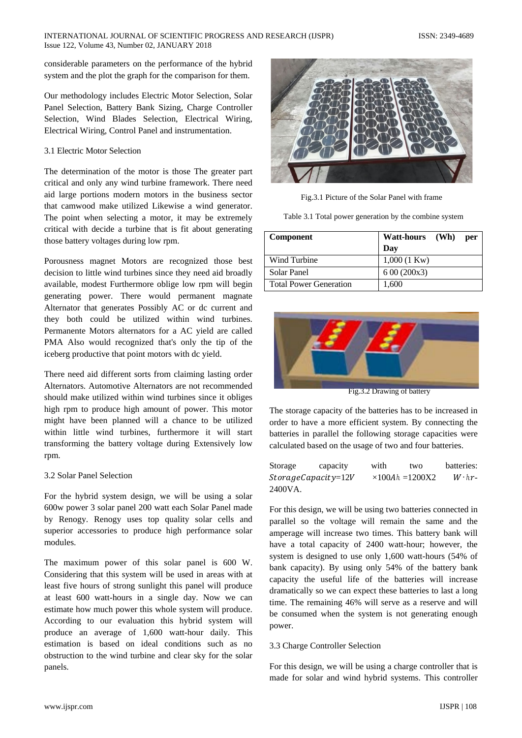considerable parameters on the performance of the hybrid system and the plot the graph for the comparison for them.

Our methodology includes Electric Motor Selection, Solar Panel Selection, Battery Bank Sizing, Charge Controller Selection, Wind Blades Selection, Electrical Wiring, Electrical Wiring, Control Panel and instrumentation.

### 3.1 Electric Motor Selection

The determination of the motor is those The greater part critical and only any wind turbine framework. There need aid large portions modern motors in the business sector that camwood make utilized Likewise a wind generator. The point when selecting a motor, it may be extremely critical with decide a turbine that is fit about generating those battery voltages during low rpm.

Porousness magnet Motors are recognized those best decision to little wind turbines since they need aid broadly available, modest Furthermore oblige low rpm will begin generating power. There would permanent magnate Alternator that generates Possibly AC or dc current and they both could be utilized within wind turbines. Permanente Motors alternators for a AC yield are called PMA Also would recognized that's only the tip of the iceberg productive that point motors with dc yield.

There need aid different sorts from claiming lasting order Alternators. Automotive Alternators are not recommended should make utilized within wind turbines since it obliges high rpm to produce high amount of power. This motor might have been planned will a chance to be utilized within little wind turbines, furthermore it will start transforming the battery voltage during Extensively low rpm.

### 3.2 Solar Panel Selection

For the hybrid system design, we will be using a solar 600w power 3 solar panel 200 watt each Solar Panel made by Renogy. Renogy uses top quality solar cells and superior accessories to produce high performance solar modules.

The maximum power of this solar panel is 600 W. Considering that this system will be used in areas with at least five hours of strong sunlight this panel will produce at least 600 watt-hours in a single day. Now we can estimate how much power this whole system will produce. According to our evaluation this hybrid system will produce an average of 1,600 watt-hour daily. This estimation is based on ideal conditions such as no obstruction to the wind turbine and clear sky for the solar panels.

Fig.3.1 Picture of the Solar Panel with frame

Table 3.1 Total power generation by the combine system

| Component | Watt-hours (Wh) per Day |
|---|---|
| Wind Turbine | 1,000 (1 Kw) |
| Solar Panel | 6 00 (200x3) |
| Total Power Generation | 1,600 |

Fig.3.2 Drawing of battery

The storage capacity of the batteries has to be increased in order to have a more efficient system. By connecting the batteries in parallel the following storage capacities were calculated based on the usage of two and four batteries.

Storage capacity with two batteries: $StorageCapacity=12V \times 100Ah$ =1200X2 $W \cdot hr$-2400VA.

For this design, we will be using two batteries connected in parallel so the voltage will remain the same and the amperage will increase two times. This battery bank will have a total capacity of 2400 watt-hour; however, the system is designed to use only 1,600 watt-hours (54% of bank capacity). By using only 54% of the battery bank capacity the useful life of the batteries will increase dramatically so we can expect these batteries to last a long time. The remaining 46% will serve as a reserve and will be consumed when the system is not generating enough power.

### 3.3 Charge Controller Selection

For this design, we will be using a charge controller that is made for solar and wind hybrid systems. This controller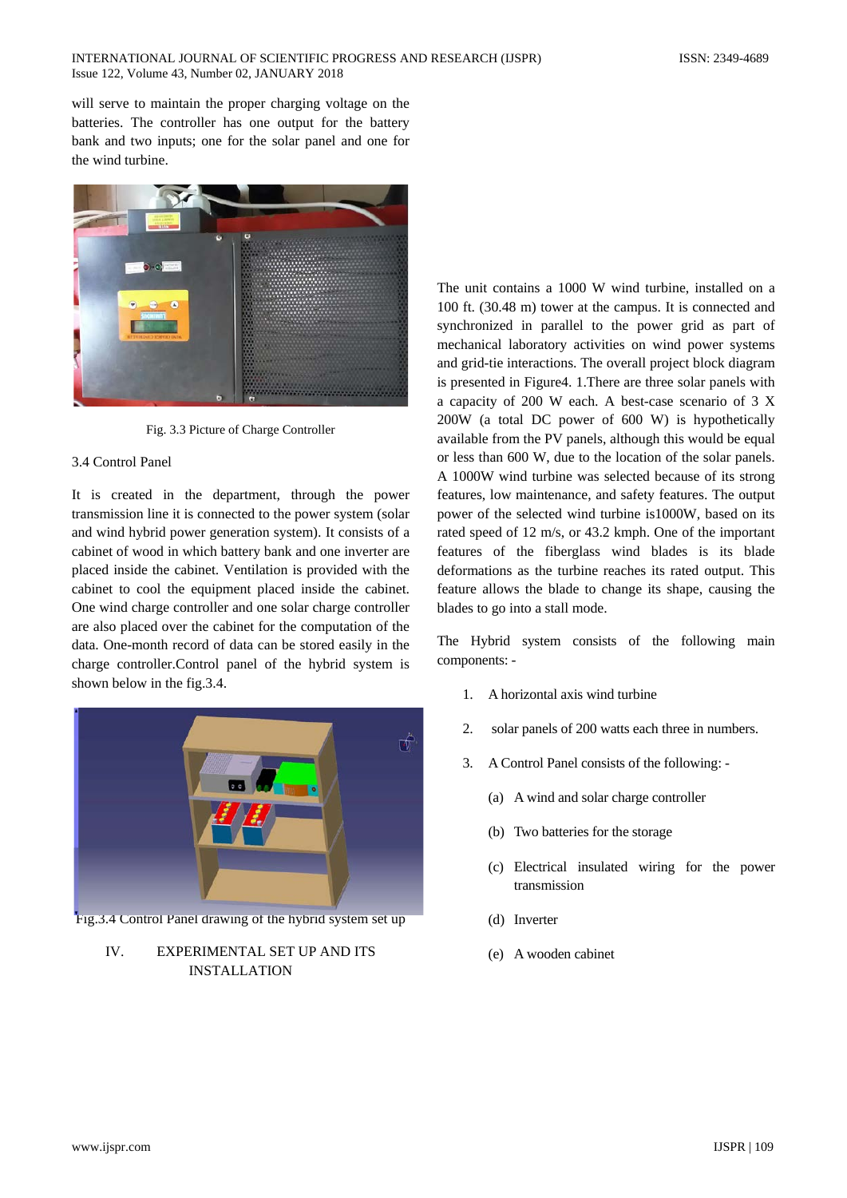will serve to maintain the proper charging voltage on the batteries. The controller has one output for the battery bank and two inputs; one for the solar panel and one for the wind turbine.

Fig. 3.3 Picture of Charge Controller

### 3.4 Control Panel

It is created in the department, through the power transmission line it is connected to the power system (solar and wind hybrid power generation system). It consists of a cabinet of wood in which battery bank and one inverter are placed inside the cabinet. Ventilation is provided with the cabinet to cool the equipment placed inside the cabinet. One wind charge controller and one solar charge controller are also placed over the cabinet for the computation of the data. One-month record of data can be stored easily in the charge controller.Control panel of the hybrid system is shown below in the fig.3.4.

Fig.3.4 Control Panel drawing of the hybrid system set up

## IV. EXPERIMENTAL SET UP AND ITS INSTALLATION

The unit contains a 1000 W wind turbine, installed on a 100 ft. (30.48 m) tower at the campus. It is connected and synchronized in parallel to the power grid as part of mechanical laboratory activities on wind power systems and grid-tie interactions. The overall project block diagram is presented in Figure4. 1.There are three solar panels with a capacity of 200 W each. A best-case scenario of 3 X 200W (a total DC power of 600 W) is hypothetically available from the PV panels, although this would be equal or less than 600 W, due to the location of the solar panels. A 1000W wind turbine was selected because of its strong features, low maintenance, and safety features. The output power of the selected wind turbine is1000W, based on its rated speed of 12 m/s, or 43.2 kmph. One of the important features of the fiberglass wind blades is its blade deformations as the turbine reaches its rated output. This feature allows the blade to change its shape, causing the blades to go into a stall mode.

The Hybrid system consists of the following main components: -

1. A horizontal axis wind turbine
2. solar panels of 200 watts each three in numbers.
3. A Control Panel consists of the following: -
   (a) A wind and solar charge controller
   (b) Two batteries for the storage
   (c) Electrical insulated wiring for the power transmission
   (d) Inverter
   (e) A wooden cabinet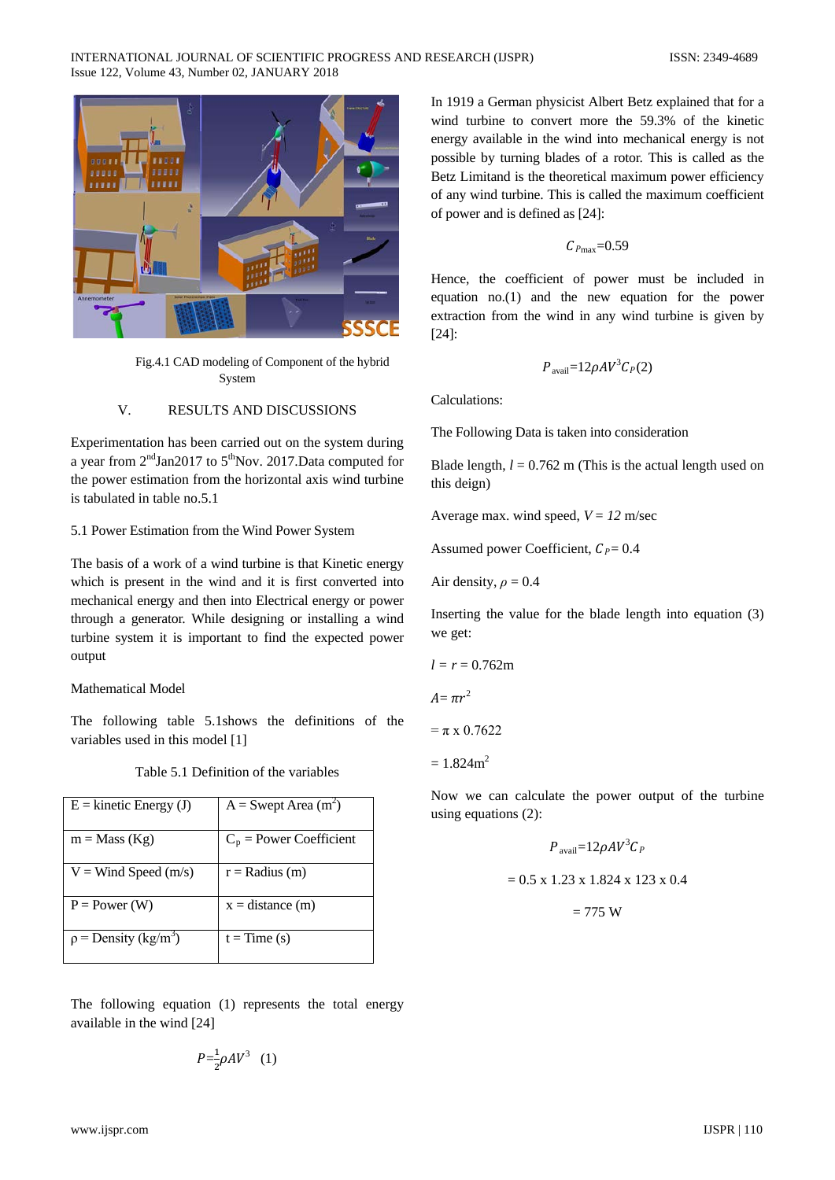Fig.4.1 CAD modeling of Component of the hybrid System

## V. RESULTS AND DISCUSSIONS

Experimentation has been carried out on the system during a year from 2nd Jan2017 to 5th Nov. 2017.Data computed for the power estimation from the horizontal axis wind turbine is tabulated in table no.5.1

### 5.1 Power Estimation from the Wind Power System

The basis of a work of a wind turbine is that Kinetic energy which is present in the wind and it is first converted into mechanical energy and then into Electrical energy or power through a generator. While designing or installing a wind turbine system it is important to find the expected power output

Mathematical Model

The following table 5.1shows the definitions of the variables used in this model [1]

Table 5.1 Definition of the variables

| E = kinetic Energy (J) | A = Swept Area ($m^2$) |
|---|---|
| m = Mass (Kg) | $C_p$ = Power Coefficient |
| V = Wind Speed (m/s) | r = Radius (m) |
| P = Power (W) | x = distance (m) |
| ρ = Density (kg/$m^3$) | t = Time (s) |

The following equation (1) represents the total energy available in the wind [24]

$$P = \frac{1}{2}\rho A V^3 \quad (1)$$

In 1919 a German physicist Albert Betz explained that for a wind turbine to convert more the 59.3% of the kinetic energy available in the wind into mechanical energy is not possible by turning blades of a rotor. This is called as the Betz Limitand is the theoretical maximum power efficiency of any wind turbine. This is called the maximum coefficient of power and is defined as [24]:

$$C_{P\max} = 0.59$$

Hence, the coefficient of power must be included in equation no.(1) and the new equation for the power extraction from the wind in any wind turbine is given by [24]:

$$P_{\text{avail}} = 12\rho A V^3 C_P (2)$$

Calculations:

The Following Data is taken into consideration

Blade length, $l$ = 0.762 m (This is the actual length used on this deign)

Average max. wind speed, $V = 12$ m/sec

Assumed power Coefficient, $C_P$ = 0.4

Air density, $\rho$ = 0.4

Inserting the value for the blade length into equation (3) we get:

$l = r$ = 0.762m

$A = \pi r^2$

= π x 0.7622

= 1.824$m^2$

Now we can calculate the power output of the turbine using equations (2):

$$P_{\text{avail}} = 12\rho A V^3 C_P$$

= 0.5 x 1.23 x 1.824 x 123 x 0.4

= 775 W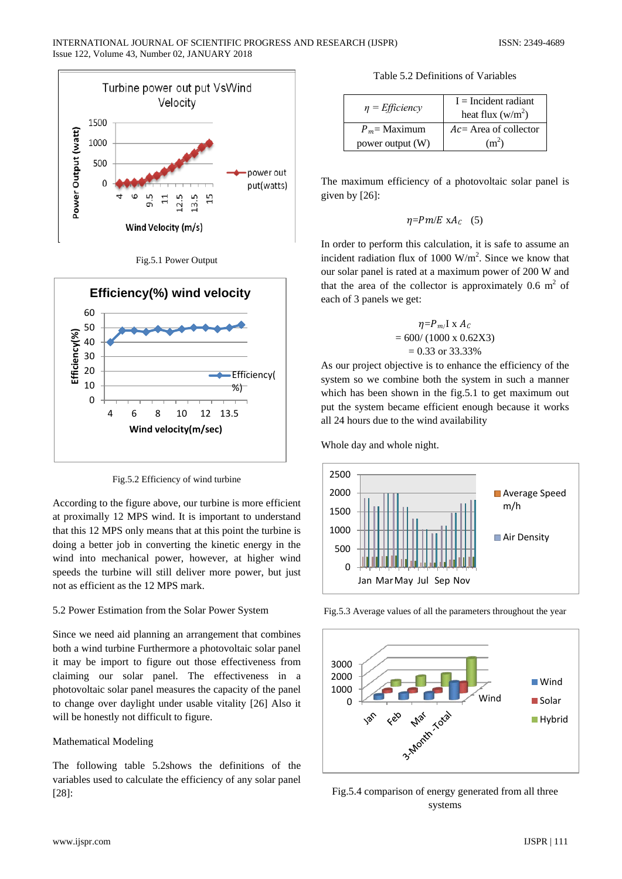Fig.5.1 Power Output

Fig.5.2 Efficiency of wind turbine

According to the figure above, our turbine is more efficient at proximally 12 MPS wind. It is important to understand that this 12 MPS only means that at this point the turbine is doing a better job in converting the kinetic energy in the wind into mechanical power, however, at higher wind speeds the turbine will still deliver more power, but just not as efficient as the 12 MPS mark.

5.2 Power Estimation from the Solar Power System

Since we need aid planning an arrangement that combines both a wind turbine Furthermore a photovoltaic solar panel it may be import to figure out those effectiveness from claiming our solar panel. The effectiveness in a photovoltaic solar panel measures the capacity of the panel to change over daylight under usable vitality [26] Also it will be honestly not difficult to figure.

Mathematical Modeling

The following table 5.2shows the definitions of the variables used to calculate the efficiency of any solar panel [28]:

Table 5.2 Definitions of Variables

| $\eta$ = *Efficiency* | I = Incident radiant heat flux (w/m$^2$) |
|---|---|
| $P_m$= Maximum power output (W) | $Ac$= Area of collector (m$^2$) |

The maximum efficiency of a photovoltaic solar panel is given by [26]:

$$\eta = Pm/E \, xA_C \quad (5)$$

In order to perform this calculation, it is safe to assume an incident radiation flux of 1000 W/m$^2$. Since we know that our solar panel is rated at a maximum power of 200 W and that the area of the collector is approximately 0.6 m$^2$ of each of 3 panels we get:

$$\eta = P_{m/}I \text{ x } A_C$$
$$= 600/ (1000 \text{ x } 0.62\text{X}3)$$
$$= 0.33 \text{ or } 33.33\%$$

As our project objective is to enhance the efficiency of the system so we combine both the system in such a manner which has been shown in the fig.5.1 to get maximum out put the system became efficient enough because it works all 24 hours due to the wind availability

Whole day and whole night.

Fig.5.3 Average values of all the parameters throughout the year

Fig.5.4 comparison of energy generated from all three systems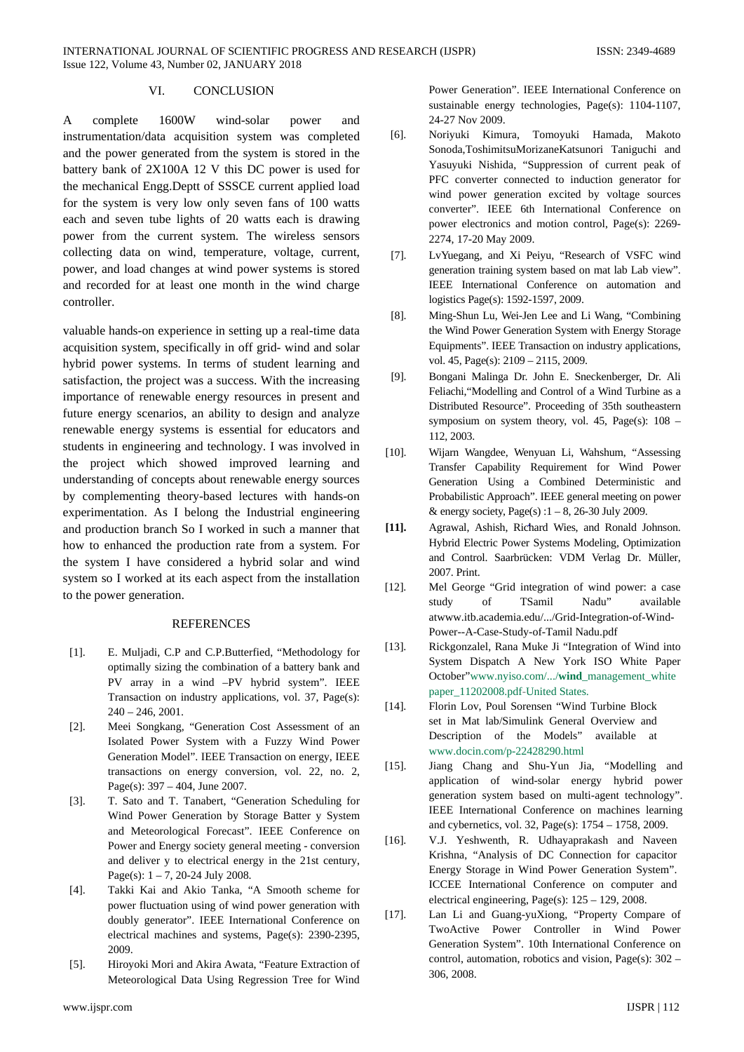## VI. CONCLUSION

A complete 1600W wind-solar power and instrumentation/data acquisition system was completed and the power generated from the system is stored in the battery bank of 2X100A 12 V this DC power is used for the mechanical Engg.Deptt of SSSCE current applied load for the system is very low only seven fans of 100 watts each and seven tube lights of 20 watts each is drawing power from the current system. The wireless sensors collecting data on wind, temperature, voltage, current, power, and load changes at wind power systems is stored and recorded for at least one month in the wind charge controller.

valuable hands-on experience in setting up a real-time data acquisition system, specifically in off grid- wind and solar hybrid power systems. In terms of student learning and satisfaction, the project was a success. With the increasing importance of renewable energy resources in present and future energy scenarios, an ability to design and analyze renewable energy systems is essential for educators and students in engineering and technology. I was involved in the project which showed improved learning and understanding of concepts about renewable energy sources by complementing theory-based lectures with hands-on experimentation. As I belong the Industrial engineering and production branch So I worked in such a manner that how to enhanced the production rate from a system. For the system I have considered a hybrid solar and wind system so I worked at its each aspect from the installation to the power generation.

## REFERENCES

[1]. E. Muljadi, C.P and C.P.Butterfied, "Methodology for optimally sizing the combination of a battery bank and PV array in a wind –PV hybrid system". IEEE Transaction on industry applications, vol. 37, Page(s): 240 – 246, 2001.

[2]. Meei Songkang, "Generation Cost Assessment of an Isolated Power System with a Fuzzy Wind Power Generation Model". IEEE Transaction on energy, IEEE transactions on energy conversion, vol. 22, no. 2, Page(s): 397 – 404, June 2007.

[3]. T. Sato and T. Tanabert, "Generation Scheduling for Wind Power Generation by Storage Batter y System and Meteorological Forecast". IEEE Conference on Power and Energy society general meeting - conversion and deliver y to electrical energy in the 21st century, Page(s): 1 – 7, 20-24 July 2008.

[4]. Takki Kai and Akio Tanka, "A Smooth scheme for power fluctuation using of wind power generation with doubly generator". IEEE International Conference on electrical machines and systems, Page(s): 2390-2395, 2009.

[5]. Hiroyoki Mori and Akira Awata, "Feature Extraction of Meteorological Data Using Regression Tree for Wind Power Generation". IEEE International Conference on sustainable energy technologies, Page(s): 1104-1107, 24-27 Nov 2009.

[6]. Noriyuki Kimura, Tomoyuki Hamada, Makoto Sonoda,ToshimitsuMorizaneKatsunori Taniguchi and Yasuyuki Nishida, "Suppression of current peak of PFC converter connected to induction generator for wind power generation excited by voltage sources converter". IEEE 6th International Conference on power electronics and motion control, Page(s): 2269-2274, 17-20 May 2009.

[7]. LvYuegang, and Xi Peiyu, "Research of VSFC wind generation training system based on mat lab Lab view". IEEE International Conference on automation and logistics Page(s): 1592-1597, 2009.

[8]. Ming-Shun Lu, Wei-Jen Lee and Li Wang, "Combining the Wind Power Generation System with Energy Storage Equipments". IEEE Transaction on industry applications, vol. 45, Page(s): 2109 – 2115, 2009.

[9]. Bongani Malinga Dr. John E. Sneckenberger, Dr. Ali Feliachi,"Modelling and Control of a Wind Turbine as a Distributed Resource". Proceeding of 35th southeastern symposium on system theory, vol. 45, Page(s): 108 – 112, 2003.

[10]. Wijarn Wangdee, Wenyuan Li, Wahshum, "Assessing Transfer Capability Requirement for Wind Power Generation Using a Combined Deterministic and Probabilistic Approach". IEEE general meeting on power & energy society, Page(s) :1 – 8, 26-30 July 2009.

**[11].** Agrawal, Ashish, Richard Wies, and Ronald Johnson. Hybrid Electric Power Systems Modeling, Optimization and Control. Saarbrücken: VDM Verlag Dr. Müller, 2007. Print.

[12]. Mel George "Grid integration of wind power: a case study of TSamil Nadu" available atwww.itb.academia.edu/.../Grid-Integration-of-Wind-Power--A-Case-Study-of-Tamil Nadu.pdf

[13]. Rickgonzalel, Rana Muke Ji "Integration of Wind into System Dispatch A New York ISO White Paper October"www.nyiso.com/.../**wind**_management_white paper_11202008.pdf-United States.

[14]. Florin Lov, Poul Sorensen "Wind Turbine Block set in Mat lab/Simulink General Overview and Description of the Models" available at www.docin.com/p-22428290.html

[15]. Jiang Chang and Shu-Yun Jia, "Modelling and application of wind-solar energy hybrid power generation system based on multi-agent technology". IEEE International Conference on machines learning and cybernetics, vol. 32, Page(s): 1754 – 1758, 2009.

[16]. V.J. Yeshwenth, R. Udhayaprakash and Naveen Krishna, "Analysis of DC Connection for capacitor Energy Storage in Wind Power Generation System". ICCEE International Conference on computer and electrical engineering, Page(s): 125 – 129, 2008.

[17]. Lan Li and Guang-yuXiong, "Property Compare of TwoActive Power Controller in Wind Power Generation System". 10th International Conference on control, automation, robotics and vision, Page(s): 302 – 306, 2008.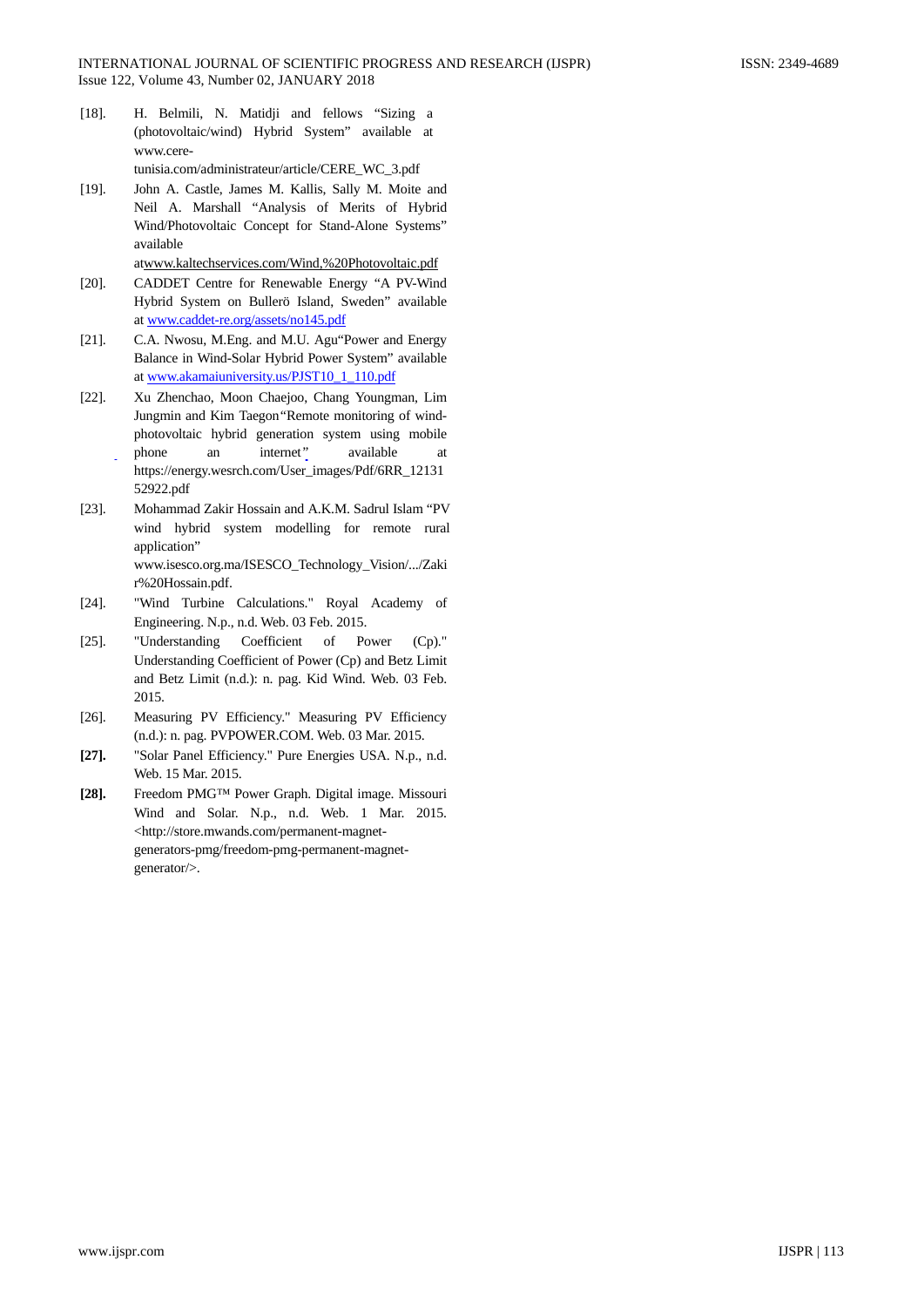[18]. H. Belmili, N. Matidji and fellows "Sizing a (photovoltaic/wind) Hybrid System" available at www.cere-tunisia.com/administrateur/article/CERE_WC_3.pdf

[19]. John A. Castle, James M. Kallis, Sally M. Moite and Neil A. Marshall "Analysis of Merits of Hybrid Wind/Photovoltaic Concept for Stand-Alone Systems" available atwww.kaltechservices.com/Wind,%20Photovoltaic.pdf

[20]. CADDET Centre for Renewable Energy "A PV-Wind Hybrid System on Bullerö Island, Sweden" available at www.caddet-re.org/assets/no145.pdf

[21]. C.A. Nwosu, M.Eng. and M.U. Agu"Power and Energy Balance in Wind-Solar Hybrid Power System" available at www.akamaiuniversity.us/PJST10_1_110.pdf

[22]. Xu Zhenchao, Moon Chaejoo, Chang Youngman, Lim Jungmin and Kim Taegon"Remote monitoring of wind-photovoltaic hybrid generation system using mobile phone an internet" available at https://energy.wesrch.com/User_images/Pdf/6RR_1213152922.pdf

[23]. Mohammad Zakir Hossain and A.K.M. Sadrul Islam "PV wind hybrid system modelling for remote rural application" www.isesco.org.ma/ISESCO_Technology_Vision/.../Zakir%20Hossain.pdf.

[24]. "Wind Turbine Calculations." Royal Academy of Engineering. N.p., n.d. Web. 03 Feb. 2015.

[25]. "Understanding Coefficient of Power (Cp)." Understanding Coefficient of Power (Cp) and Betz Limit and Betz Limit (n.d.): n. pag. Kid Wind. Web. 03 Feb. 2015.

[26]. Measuring PV Efficiency." Measuring PV Efficiency (n.d.): n. pag. PVPOWER.COM. Web. 03 Mar. 2015.

**[27].** "Solar Panel Efficiency." Pure Energies USA. N.p., n.d. Web. 15 Mar. 2015.

**[28].** Freedom PMG™ Power Graph. Digital image. Missouri Wind and Solar. N.p., n.d. Web. 1 Mar. 2015. <http://store.mwands.com/permanent-magnet-generators-pmg/freedom-pmg-permanent-magnet-generator/>.